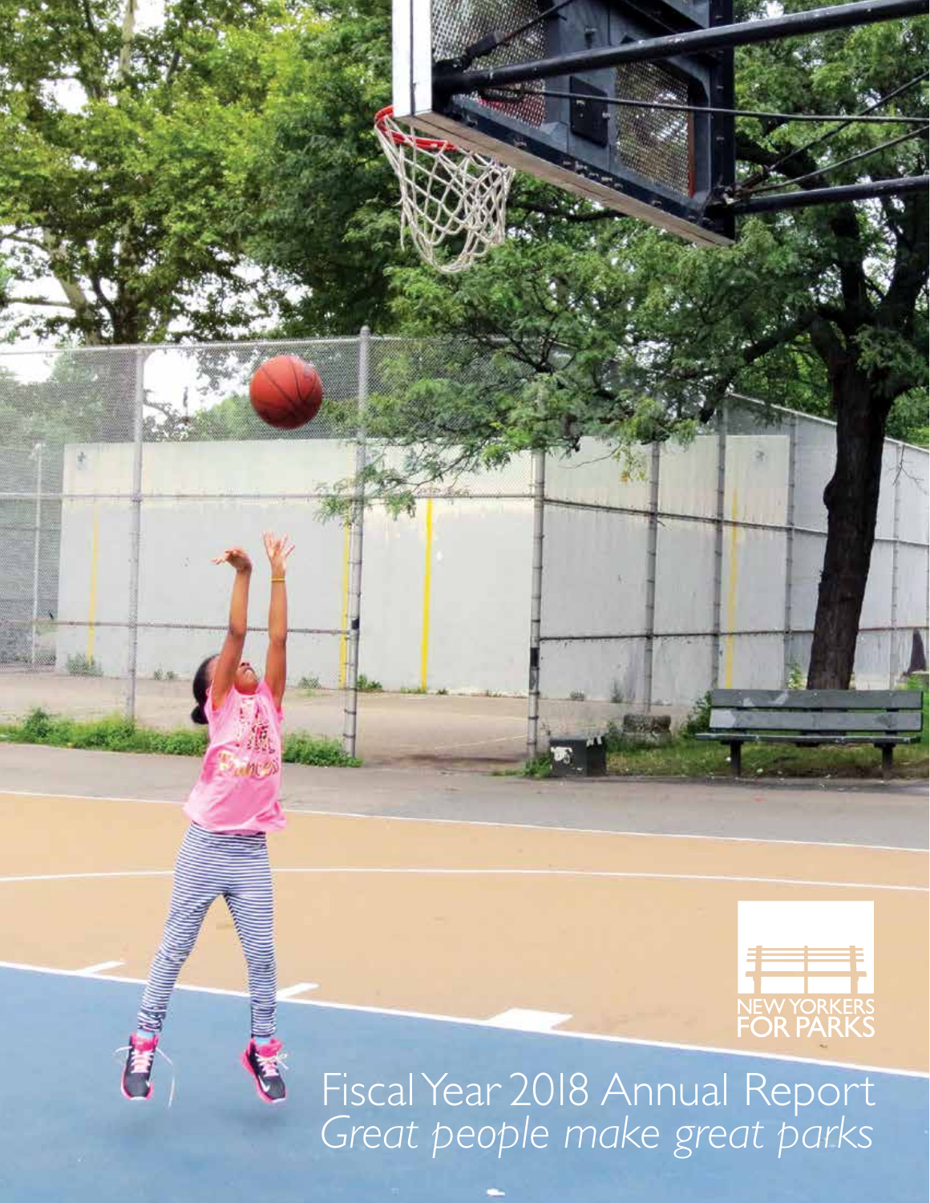NEW YORKERS FOR PARKS

# Fiscal Year 2018 Annual Report

*Great people make great parks*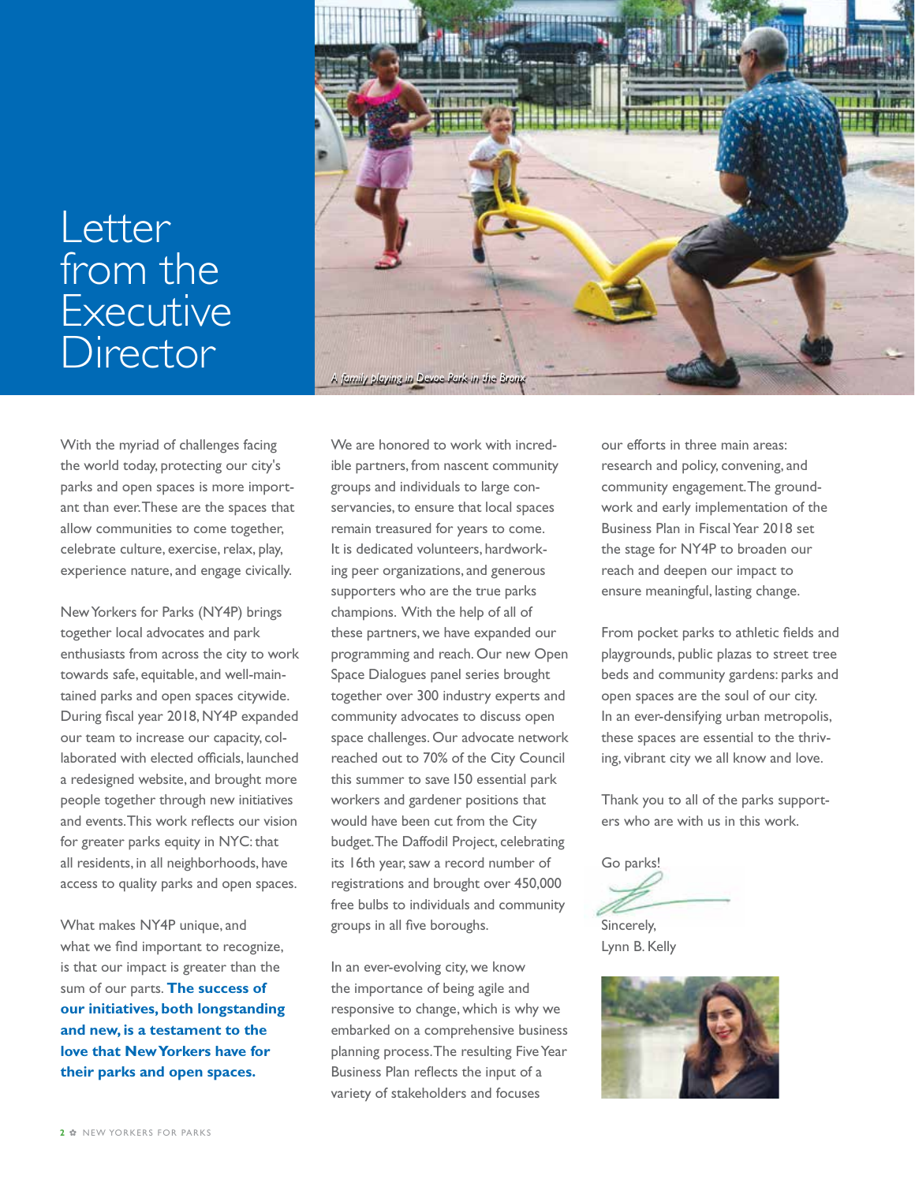# Letter from the Executive Director

*A family playing in Devoe Park in the Bronx*

With the myriad of challenges facing the world today, protecting our city's parks and open spaces is more important than ever. These are the spaces that allow communities to come together, celebrate culture, exercise, relax, play, experience nature, and engage civically.

New Yorkers for Parks (NY4P) brings together local advocates and park enthusiasts from across the city to work towards safe, equitable, and well-maintained parks and open spaces citywide. During fiscal year 2018, NY4P expanded our team to increase our capacity, collaborated with elected officials, launched a redesigned website, and brought more people together through new initiatives and events. This work reflects our vision for greater parks equity in NYC: that all residents, in all neighborhoods, have access to quality parks and open spaces.

What makes NY4P unique, and what we find important to recognize, is that our impact is greater than the sum of our parts. **The success of our initiatives, both longstanding and new, is a testament to the love that New Yorkers have for their parks and open spaces.**

We are honored to work with incredible partners, from nascent community groups and individuals to large conservancies, to ensure that local spaces remain treasured for years to come. It is dedicated volunteers, hardworking peer organizations, and generous supporters who are the true parks champions. With the help of all of these partners, we have expanded our programming and reach. Our new Open Space Dialogues panel series brought together over 300 industry experts and community advocates to discuss open space challenges. Our advocate network reached out to 70% of the City Council this summer to save 150 essential park workers and gardener positions that would have been cut from the City budget. The Daffodil Project, celebrating its 16th year, saw a record number of registrations and brought over 450,000 free bulbs to individuals and community groups in all five boroughs.

In an ever-evolving city, we know the importance of being agile and responsive to change, which is why we embarked on a comprehensive business planning process. The resulting Five Year Business Plan reflects the input of a variety of stakeholders and focuses our efforts in three main areas: research and policy, convening, and community engagement. The groundwork and early implementation of the Business Plan in Fiscal Year 2018 set the stage for NY4P to broaden our reach and deepen our impact to ensure meaningful, lasting change.

From pocket parks to athletic fields and playgrounds, public plazas to street tree beds and community gardens: parks and open spaces are the soul of our city. In an ever-densifying urban metropolis, these spaces are essential to the thriving, vibrant city we all know and love.

Thank you to all of the parks supporters who are with us in this work.

Go parks!

Sincerely,
Lynn B. Kelly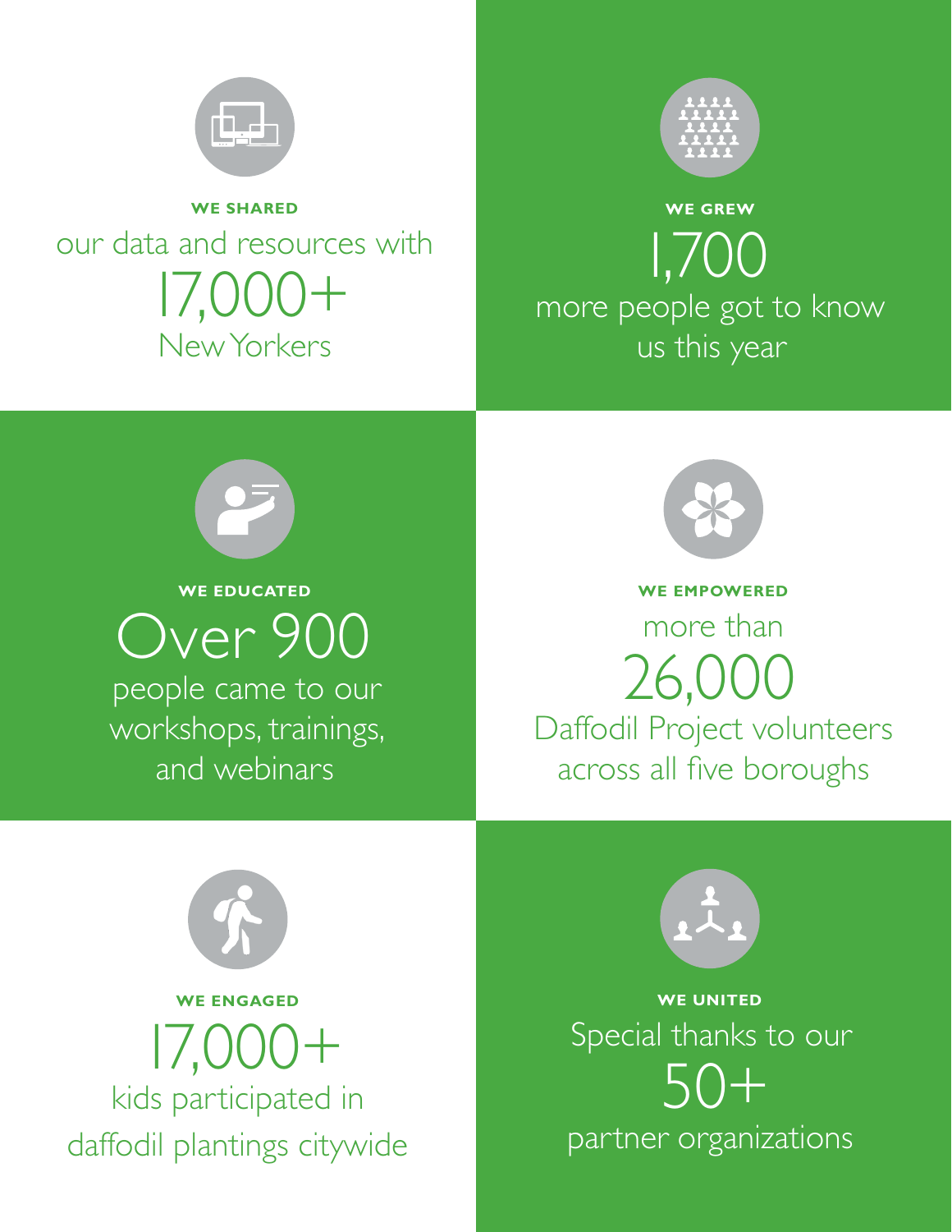**WE SHARED**

our data and resources with

17,000+

New Yorkers

**WE GREW**

1,700

more people got to know us this year

**WE EDUCATED**

Over 900

people came to our workshops, trainings, and webinars

**WE EMPOWERED**

more than

26,000

Daffodil Project volunteers across all five boroughs

**WE ENGAGED**

17,000+

kids participated in daffodil plantings citywide

**WE UNITED**

Special thanks to our

50+

partner organizations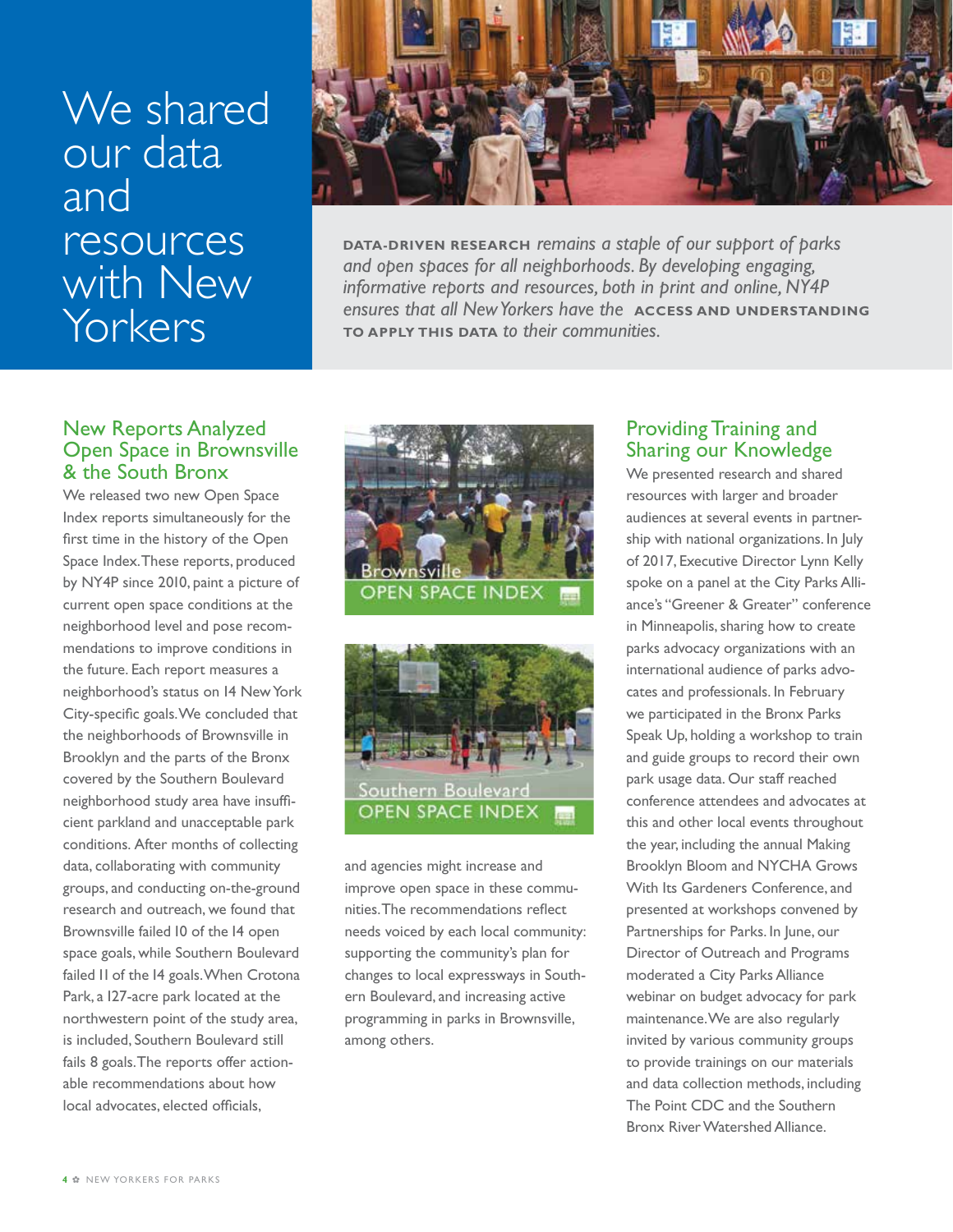# We shared our data and resources with New Yorkers

**DATA-DRIVEN RESEARCH** *remains a staple of our support of parks and open spaces for all neighborhoods. By developing engaging, informative reports and resources, both in print and online, NY4P ensures that all New Yorkers have the* **ACCESS AND UNDERSTANDING TO APPLY THIS DATA** *to their communities.*

## New Reports Analyzed Open Space in Brownsville & the South Bronx

We released two new Open Space Index reports simultaneously for the first time in the history of the Open Space Index. These reports, produced by NY4P since 2010, paint a picture of current open space conditions at the neighborhood level and pose recommendations to improve conditions in the future. Each report measures a neighborhood's status on 14 New York City-specific goals. We concluded that the neighborhoods of Brownsville in Brooklyn and the parts of the Bronx covered by the Southern Boulevard neighborhood study area have insufficient parkland and unacceptable park conditions. After months of collecting data, collaborating with community groups, and conducting on-the-ground research and outreach, we found that Brownsville failed 10 of the 14 open space goals, while Southern Boulevard failed 11 of the 14 goals. When Crotona Park, a 127-acre park located at the northwestern point of the study area, is included, Southern Boulevard still fails 8 goals. The reports offer actionable recommendations about how local advocates, elected officials, and agencies might increase and improve open space in these communities. The recommendations reflect needs voiced by each local community: supporting the community's plan for changes to local expressways in Southern Boulevard, and increasing active programming in parks in Brownsville, among others.

Brownsville OPEN SPACE INDEX

Southern Boulevard OPEN SPACE INDEX

## Providing Training and Sharing our Knowledge

We presented research and shared resources with larger and broader audiences at several events in partnership with national organizations. In July of 2017, Executive Director Lynn Kelly spoke on a panel at the City Parks Alliance's "Greener & Greater" conference in Minneapolis, sharing how to create parks advocacy organizations with an international audience of parks advocates and professionals. In February we participated in the Bronx Parks Speak Up, holding a workshop to train and guide groups to record their own park usage data. Our staff reached conference attendees and advocates at this and other local events throughout the year, including the annual Making Brooklyn Bloom and NYCHA Grows With Its Gardeners Conference, and presented at workshops convened by Partnerships for Parks. In June, our Director of Outreach and Programs moderated a City Parks Alliance webinar on budget advocacy for park maintenance. We are also regularly invited by various community groups to provide trainings on our materials and data collection methods, including The Point CDC and the Southern Bronx River Watershed Alliance.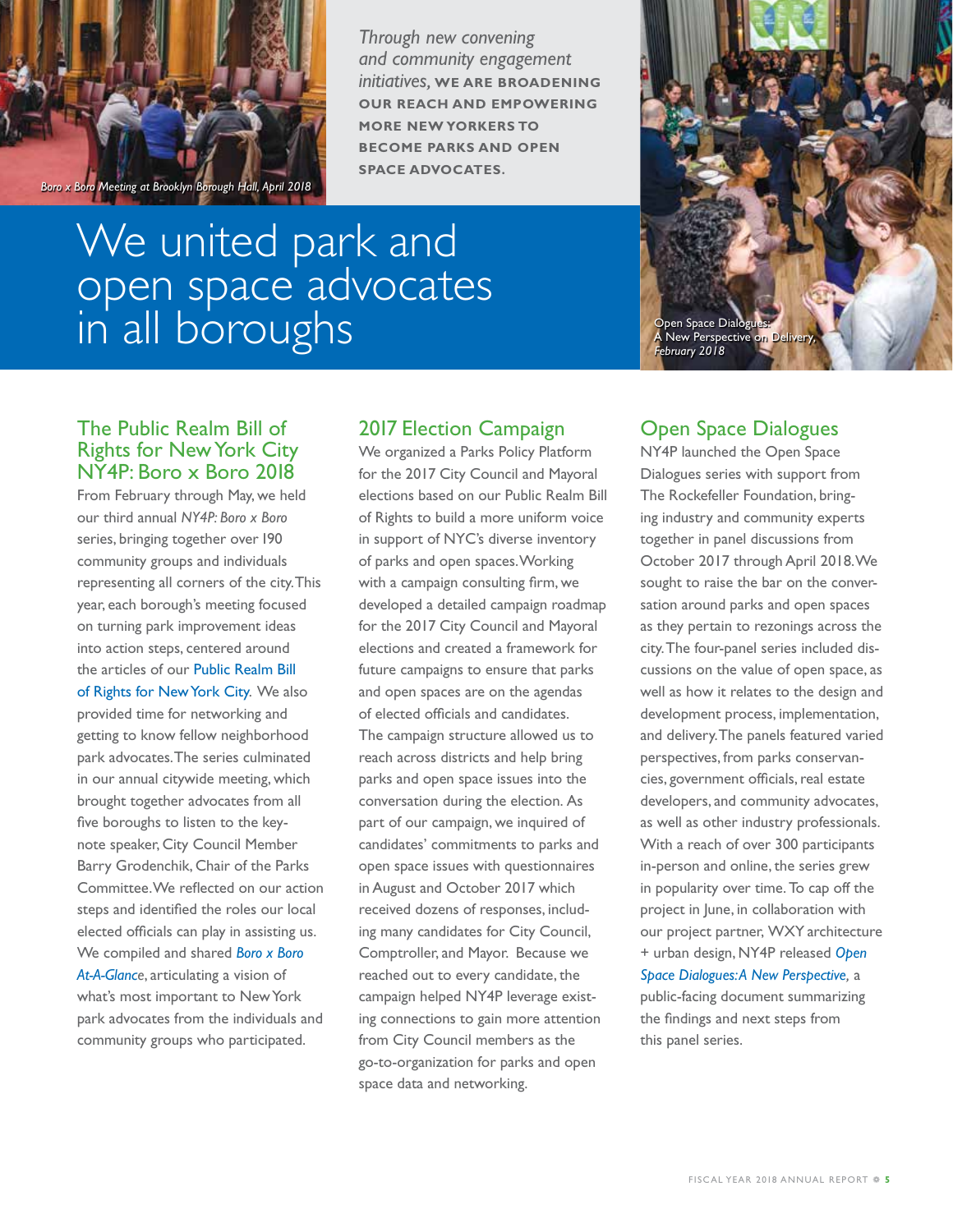*Boro x Boro Meeting at Brooklyn Borough Hall, April 2018*

*Through new convening and community engagement initiatives,* **WE ARE BROADENING OUR REACH AND EMPOWERING MORE NEW YORKERS TO BECOME PARKS AND OPEN SPACE ADVOCATES.**

# We united park and open space advocates in all boroughs

*Open Space Dialogues: A New Perspective on Delivery, February 2018*

## The Public Realm Bill of Rights for New York City NY4P: Boro x Boro 2018

From February through May, we held our third annual *NY4P: Boro x Boro* series, bringing together over 190 community groups and individuals representing all corners of the city. This year, each borough's meeting focused on turning park improvement ideas into action steps, centered around the articles of our Public Realm Bill of Rights for New York City. We also provided time for networking and getting to know fellow neighborhood park advocates. The series culminated in our annual citywide meeting, which brought together advocates from all five boroughs to listen to the keynote speaker, City Council Member Barry Grodenchik, Chair of the Parks Committee. We reflected on our action steps and identified the roles our local elected officials can play in assisting us. We compiled and shared *Boro x Boro At-A-Glance*, articulating a vision of what's most important to New York park advocates from the individuals and community groups who participated.

## 2017 Election Campaign

We organized a Parks Policy Platform for the 2017 City Council and Mayoral elections based on our Public Realm Bill of Rights to build a more uniform voice in support of NYC's diverse inventory of parks and open spaces. Working with a campaign consulting firm, we developed a detailed campaign roadmap for the 2017 City Council and Mayoral elections and created a framework for future campaigns to ensure that parks and open spaces are on the agendas of elected officials and candidates. The campaign structure allowed us to reach across districts and help bring parks and open space issues into the conversation during the election. As part of our campaign, we inquired of candidates' commitments to parks and open space issues with questionnaires in August and October 2017 which received dozens of responses, including many candidates for City Council, Comptroller, and Mayor. Because we reached out to every candidate, the campaign helped NY4P leverage existing connections to gain more attention from City Council members as the go-to-organization for parks and open space data and networking.

## Open Space Dialogues

NY4P launched the Open Space Dialogues series with support from The Rockefeller Foundation, bringing industry and community experts together in panel discussions from October 2017 through April 2018. We sought to raise the bar on the conversation around parks and open spaces as they pertain to rezonings across the city. The four-panel series included discussions on the value of open space, as well as how it relates to the design and development process, implementation, and delivery. The panels featured varied perspectives, from parks conservancies, government officials, real estate developers, and community advocates, as well as other industry professionals. With a reach of over 300 participants in-person and online, the series grew in popularity over time. To cap off the project in June, in collaboration with our project partner, WXY architecture + urban design, NY4P released *Open Space Dialogues: A New Perspective,* a public-facing document summarizing the findings and next steps from this panel series.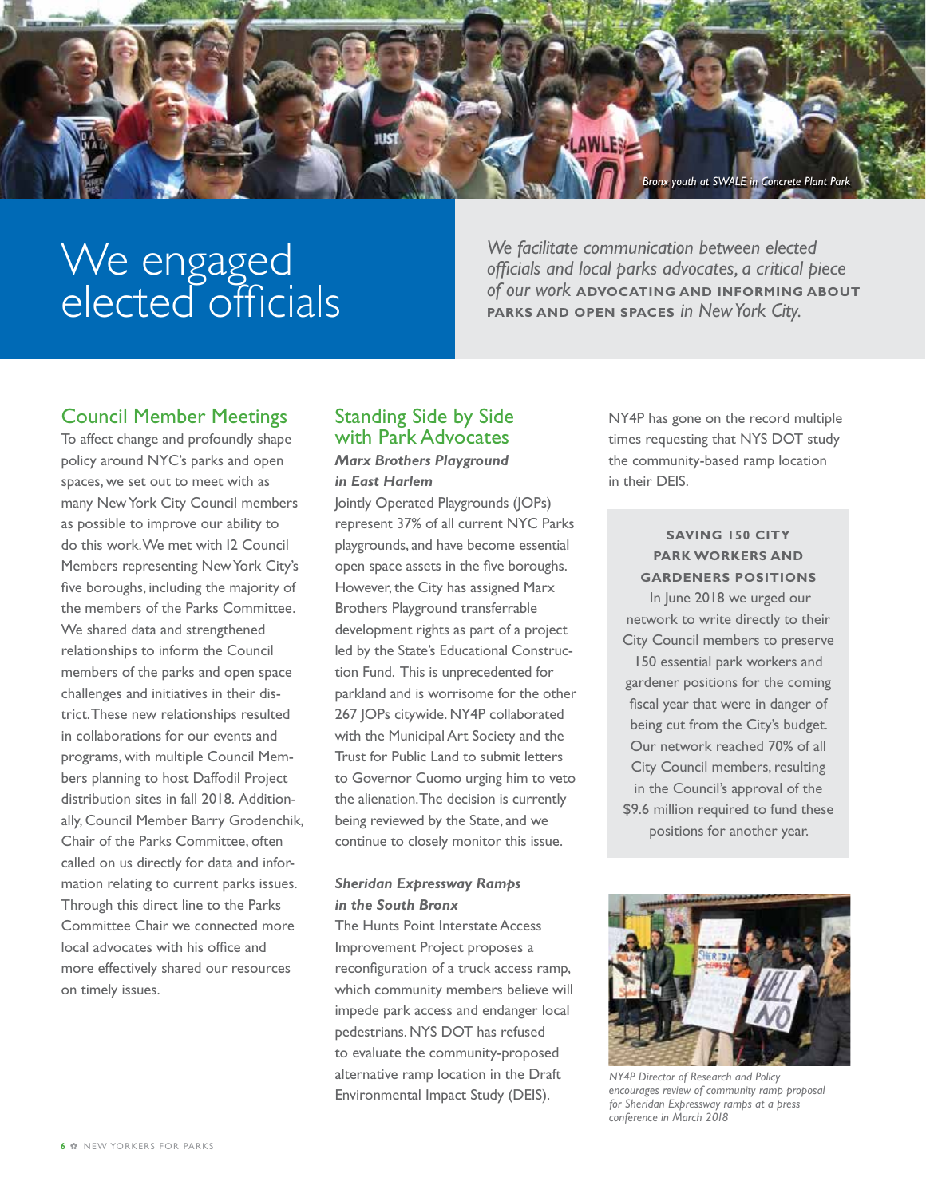Bronx youth at SWALE in Concrete Plant Park

# We engaged elected officials

*We facilitate communication between elected officials and local parks advocates, a critical piece of our work* **ADVOCATING AND INFORMING ABOUT PARKS AND OPEN SPACES** *in New York City.*

## Council Member Meetings

To affect change and profoundly shape policy around NYC's parks and open spaces, we set out to meet with as many New York City Council members as possible to improve our ability to do this work. We met with 12 Council Members representing New York City's five boroughs, including the majority of the members of the Parks Committee. We shared data and strengthened relationships to inform the Council members of the parks and open space challenges and initiatives in their district. These new relationships resulted in collaborations for our events and programs, with multiple Council Members planning to host Daffodil Project distribution sites in fall 2018. Additionally, Council Member Barry Grodenchik, Chair of the Parks Committee, often called on us directly for data and information relating to current parks issues. Through this direct line to the Parks Committee Chair we connected more local advocates with his office and more effectively shared our resources on timely issues.

## Standing Side by Side with Park Advocates

***Marx Brothers Playground in East Harlem***

Jointly Operated Playgrounds (JOPs) represent 37% of all current NYC Parks playgrounds, and have become essential open space assets in the five boroughs. However, the City has assigned Marx Brothers Playground transferrable development rights as part of a project led by the State's Educational Construction Fund. This is unprecedented for parkland and is worrisome for the other 267 JOPs citywide. NY4P collaborated with the Municipal Art Society and the Trust for Public Land to submit letters to Governor Cuomo urging him to veto the alienation. The decision is currently being reviewed by the State, and we continue to closely monitor this issue.

***Sheridan Expressway Ramps in the South Bronx***

The Hunts Point Interstate Access Improvement Project proposes a reconfiguration of a truck access ramp, which community members believe will impede park access and endanger local pedestrians. NYS DOT has refused to evaluate the community-proposed alternative ramp location in the Draft Environmental Impact Study (DEIS). NY4P has gone on the record multiple times requesting that NYS DOT study the community-based ramp location in their DEIS.

**SAVING 150 CITY PARK WORKERS AND GARDENERS POSITIONS**

In June 2018 we urged our network to write directly to their City Council members to preserve 150 essential park workers and gardener positions for the coming fiscal year that were in danger of being cut from the City's budget. Our network reached 70% of all City Council members, resulting in the Council's approval of the $9.6 million required to fund these positions for another year.

NY4P Director of Research and Policy encourages review of community ramp proposal for Sheridan Expressway ramps at a press conference in March 2018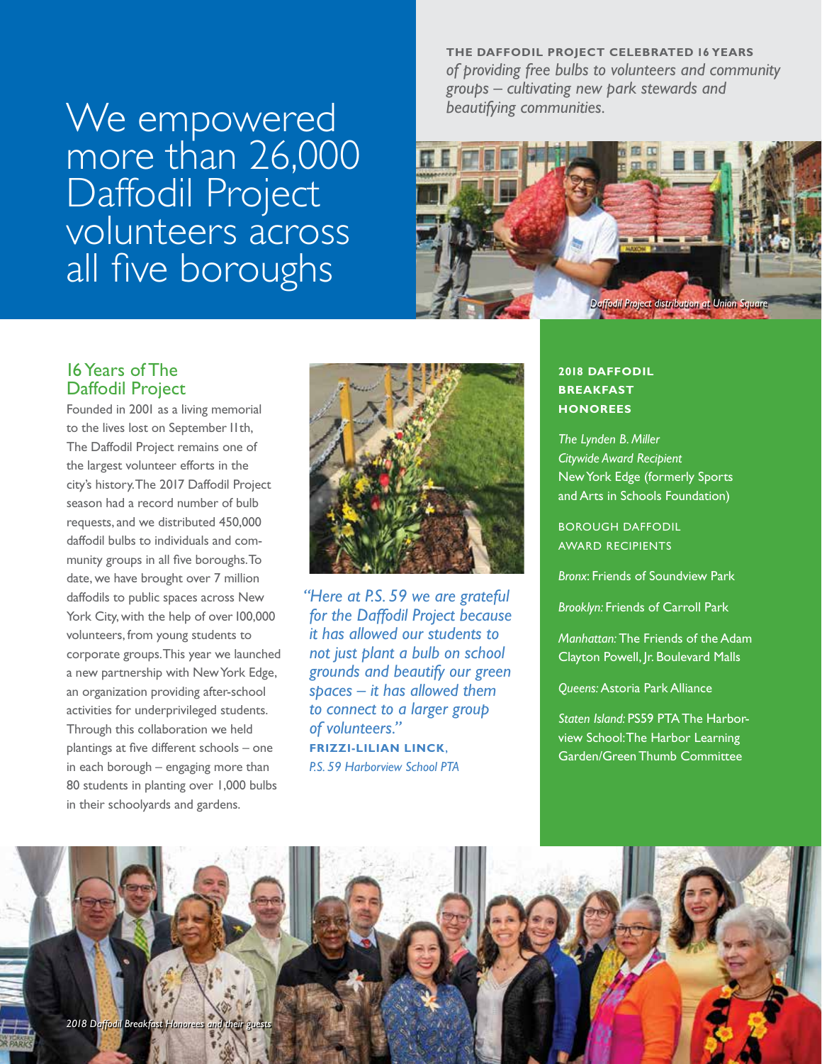# We empowered more than 26,000 Daffodil Project volunteers across all five boroughs

**THE DAFFODIL PROJECT CELEBRATED 16 YEARS** *of providing free bulbs to volunteers and community groups – cultivating new park stewards and beautifying communities.*

*Daffodil Project distribution at Union Square*

## 16 Years of The Daffodil Project

Founded in 2001 as a living memorial to the lives lost on September 11th, The Daffodil Project remains one of the largest volunteer efforts in the city's history. The 2017 Daffodil Project season had a record number of bulb requests, and we distributed 450,000 daffodil bulbs to individuals and community groups in all five boroughs. To date, we have brought over 7 million daffodils to public spaces across New York City, with the help of over 100,000 volunteers, from young students to corporate groups. This year we launched a new partnership with New York Edge, an organization providing after-school activities for underprivileged students. Through this collaboration we held plantings at five different schools – one in each borough – engaging more than 80 students in planting over 1,000 bulbs in their schoolyards and gardens.

*"Here at P.S. 59 we are grateful for the Daffodil Project because it has allowed our students to not just plant a bulb on school grounds and beautify our green spaces – it has allowed them to connect to a larger group of volunteers."*

**FRIZZI-LILIAN LINCK**,
*P.S. 59 Harborview School PTA*

**2018 DAFFODIL BREAKFAST HONOREES**

*The Lynden B. Miller Citywide Award Recipient*
New York Edge (formerly Sports and Arts in Schools Foundation)

BOROUGH DAFFODIL AWARD RECIPIENTS

*Bronx:* Friends of Soundview Park

*Brooklyn:* Friends of Carroll Park

*Manhattan:* The Friends of the Adam Clayton Powell, Jr. Boulevard Malls

*Queens:* Astoria Park Alliance

*Staten Island:* PS59 PTA The Harborview School: The Harbor Learning Garden/Green Thumb Committee

*2018 Daffodil Breakfast Honorees and their guests*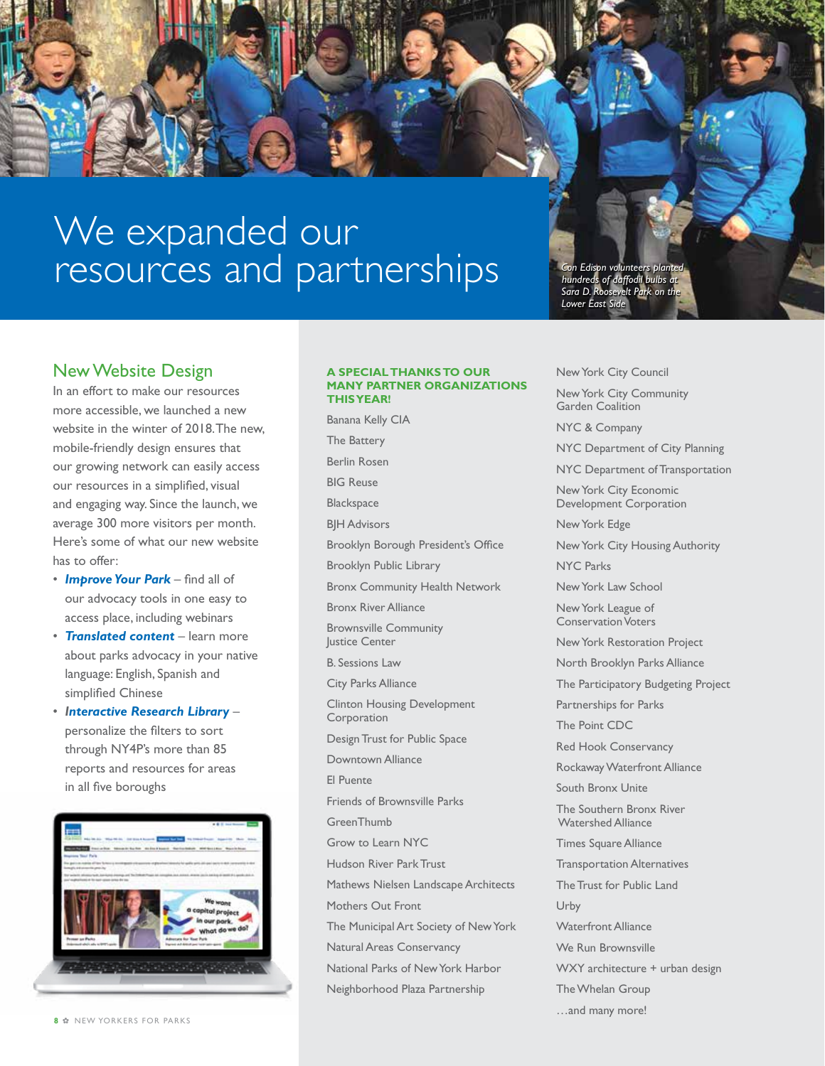# We expanded our resources and partnerships

*Con Edison volunteers planted hundreds of daffodil bulbs at Sara D. Roosevelt Park on the Lower East Side*

## New Website Design

In an effort to make our resources more accessible, we launched a new website in the winter of 2018. The new, mobile-friendly design ensures that our growing network can easily access our resources in a simplified, visual and engaging way. Since the launch, we average 300 more visitors per month. Here's some of what our new website has to offer:

- ***Improve Your Park*** – find all of our advocacy tools in one easy to access place, including webinars
- ***Translated content*** – learn more about parks advocacy in your native language: English, Spanish and simplified Chinese
- ***Interactive Research Library*** – personalize the filters to sort through NY4P's more than 85 reports and resources for areas in all five boroughs

**A SPECIAL THANKS TO OUR MANY PARTNER ORGANIZATIONS THIS YEAR!**

Banana Kelly CIA
The Battery
Berlin Rosen
BIG Reuse
Blackspace
BJH Advisors
Brooklyn Borough President's Office
Brooklyn Public Library
Bronx Community Health Network
Bronx River Alliance
Brownsville Community Justice Center
B. Sessions Law
City Parks Alliance
Clinton Housing Development Corporation
Design Trust for Public Space
Downtown Alliance
El Puente
Friends of Brownsville Parks
GreenThumb
Grow to Learn NYC
Hudson River Park Trust
Mathews Nielsen Landscape Architects
Mothers Out Front
The Municipal Art Society of New York
Natural Areas Conservancy
National Parks of New York Harbor
Neighborhood Plaza Partnership
New York City Council
New York City Community Garden Coalition
NYC & Company
NYC Department of City Planning
NYC Department of Transportation
New York City Economic Development Corporation
New York Edge
New York City Housing Authority
NYC Parks
New York Law School
New York League of Conservation Voters
New York Restoration Project
North Brooklyn Parks Alliance
The Participatory Budgeting Project
Partnerships for Parks
The Point CDC
Red Hook Conservancy
Rockaway Waterfront Alliance
South Bronx Unite
The Southern Bronx River Watershed Alliance
Times Square Alliance
Transportation Alternatives
The Trust for Public Land
Urby
Waterfront Alliance
We Run Brownsville
WXY architecture + urban design
The Whelan Group
…and many more!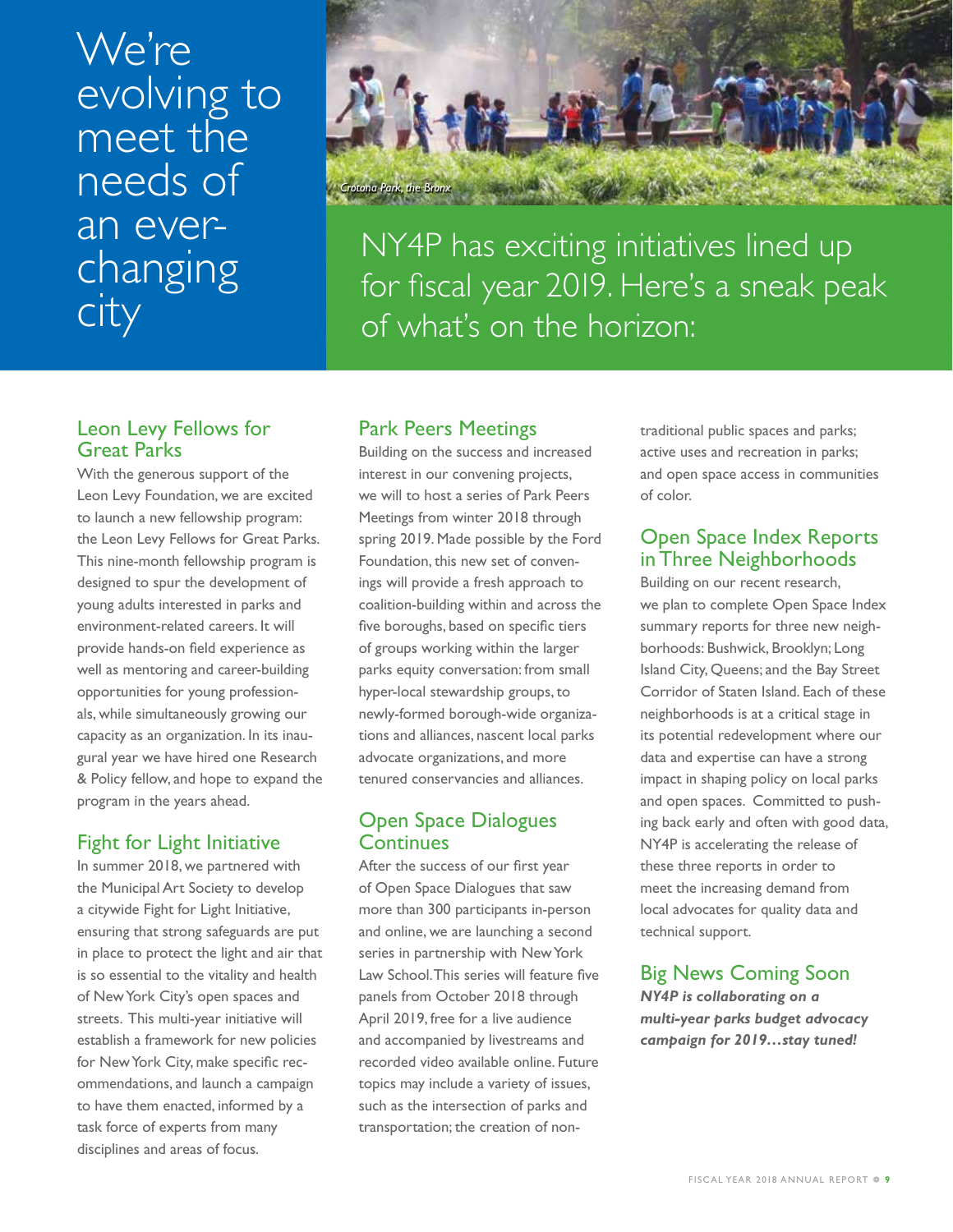# We're evolving to meet the needs of an ever-changing city

Crotona Park, the Bronx

NY4P has exciting initiatives lined up for fiscal year 2019. Here's a sneak peak of what's on the horizon:

## Leon Levy Fellows for Great Parks

With the generous support of the Leon Levy Foundation, we are excited to launch a new fellowship program: the Leon Levy Fellows for Great Parks. This nine-month fellowship program is designed to spur the development of young adults interested in parks and environment-related careers. It will provide hands-on field experience as well as mentoring and career-building opportunities for young professionals, while simultaneously growing our capacity as an organization. In its inaugural year we have hired one Research & Policy fellow, and hope to expand the program in the years ahead.

## Fight for Light Initiative

In summer 2018, we partnered with the Municipal Art Society to develop a citywide Fight for Light Initiative, ensuring that strong safeguards are put in place to protect the light and air that is so essential to the vitality and health of New York City's open spaces and streets. This multi-year initiative will establish a framework for new policies for New York City, make specific recommendations, and launch a campaign to have them enacted, informed by a task force of experts from many disciplines and areas of focus.

## Park Peers Meetings

Building on the success and increased interest in our convening projects, we will to host a series of Park Peers Meetings from winter 2018 through spring 2019. Made possible by the Ford Foundation, this new set of convenings will provide a fresh approach to coalition-building within and across the five boroughs, based on specific tiers of groups working within the larger parks equity conversation: from small hyper-local stewardship groups, to newly-formed borough-wide organizations and alliances, nascent local parks advocate organizations, and more tenured conservancies and alliances.

## Open Space Dialogues Continues

After the success of our first year of Open Space Dialogues that saw more than 300 participants in-person and online, we are launching a second series in partnership with New York Law School. This series will feature five panels from October 2018 through April 2019, free for a live audience and accompanied by livestreams and recorded video available online. Future topics may include a variety of issues, such as the intersection of parks and transportation; the creation of non-traditional public spaces and parks; active uses and recreation in parks; and open space access in communities of color.

## Open Space Index Reports in Three Neighborhoods

Building on our recent research, we plan to complete Open Space Index summary reports for three new neighborhoods: Bushwick, Brooklyn; Long Island City, Queens; and the Bay Street Corridor of Staten Island. Each of these neighborhoods is at a critical stage in its potential redevelopment where our data and expertise can have a strong impact in shaping policy on local parks and open spaces. Committed to pushing back early and often with good data, NY4P is accelerating the release of these three reports in order to meet the increasing demand from local advocates for quality data and technical support.

## Big News Coming Soon

***NY4P is collaborating on a multi-year parks budget advocacy campaign for 2019…stay tuned!***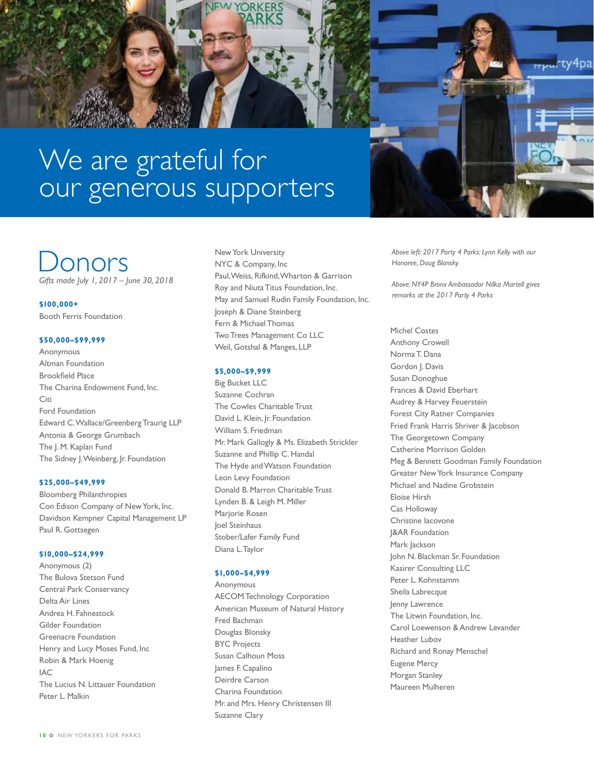# We are grateful for our generous supporters

*Above left: 2017 Party 4 Parks: Lynn Kelly with our Honoree, Doug Blonsky*

*Above: NY4P Bronx Ambassador Nilka Martell gives remarks at the 2017 Party 4 Parks*

## Donors

*Gifts made July 1, 2017 – June 30, 2018*

**$100,000+**

Booth Ferris Foundation

**$50,000–$99,999**

Anonymous
Altman Foundation
Brookfield Place
The Charina Endowment Fund, Inc.
Citi
Ford Foundation
Edward C. Wallace/Greenberg Traurig LLP
Antonia & George Grumbach
The J. M. Kaplan Fund
The Sidney J. Weinberg, Jr. Foundation

**$25,000–$49,999**

Bloomberg Philanthropies
Con Edison Company of New York, Inc.
Davidson Kempner Capital Management LP
Paul R. Gottsegen

**$10,000–$24,999**

Anonymous (2)
The Bulova Stetson Fund
Central Park Conservancy
Delta Air Lines
Andrea H. Fahnestock
Gilder Foundation
Greenacre Foundation
Henry and Lucy Moses Fund, Inc
Robin & Mark Hoenig
IAC
The Lucius N. Littauer Foundation
Peter L. Malkin
New York University
NYC & Company, Inc
Paul, Weiss, Rifkind, Wharton & Garrison
Roy and Niuta Titus Foundation, Inc.
May and Samuel Rudin Family Foundation, Inc.
Joseph & Diane Steinberg
Fern & Michael Thomas
Two Trees Management Co LLC
Weil, Gotshal & Manges, LLP

**$5,000–$9,999**

Big Bucket LLC
Suzanne Cochran
The Cowles Charitable Trust
David L. Klein, Jr. Foundation
William S. Friedman
Mr. Mark Gallogly & Ms. Elizabeth Strickler
Suzanne and Phillip C. Handal
The Hyde and Watson Foundation
Leon Levy Foundation
Donald B. Marron Charitable Trust
Lynden B. & Leigh M. Miller
Marjorie Rosen
Joel Steinhaus
Stober/Lafer Family Fund
Diana L. Taylor

**$1,000–$4,999**

Anonymous
AECOM Technology Corporation
American Museum of Natural History
Fred Bachman
Douglas Blonsky
BYC Projects
Susan Calhoun Moss
James F. Capalino
Deirdre Carson
Charina Foundation
Mr. and Mrs. Henry Christensen III
Suzanne Clary
Michel Costes
Anthony Crowell
Norma T. Dana
Gordon J. Davis
Susan Donoghue
Frances & David Eberhart
Audrey & Harvey Feuerstein
Forest City Ratner Companies
Fried Frank Harris Shriver & Jacobson
The Georgetown Company
Catherine Morrison Golden
Meg & Bennett Goodman Family Foundation
Greater New York Insurance Company
Michael and Nadine Grobstein
Eloise Hirsh
Cas Holloway
Christine Iacovone
J&AR Foundation
Mark Jackson
John N. Blackman Sr. Foundation
Kasirer Consulting LLC
Peter L. Kohnstamm
Sheila Labrecque
Jenny Lawrence
The Litwin Foundation, Inc.
Carol Loewenson & Andrew Levander
Heather Lubov
Richard and Ronay Menschel
Eugene Mercy
Morgan Stanley
Maureen Mulheren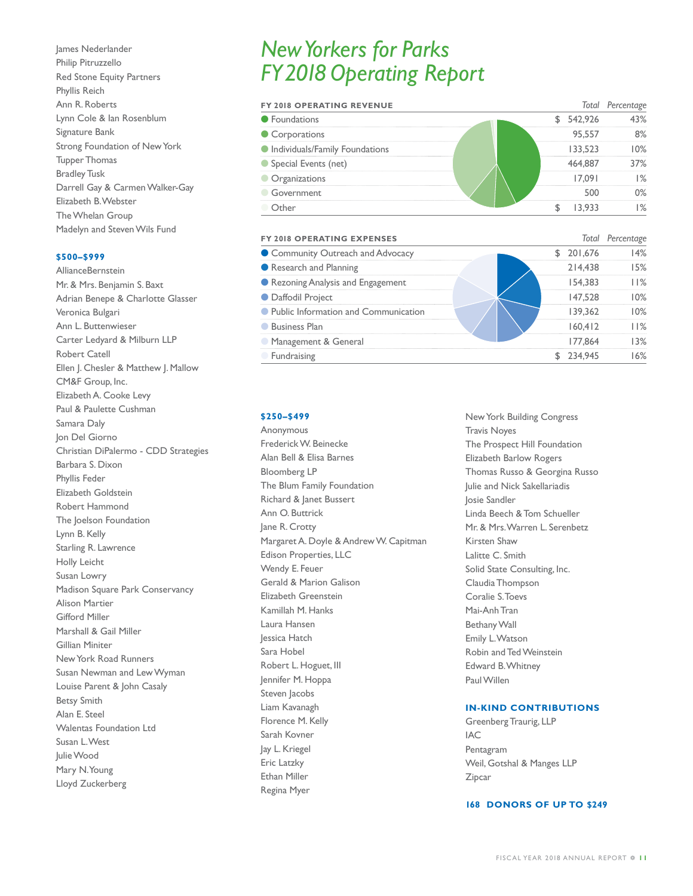James Nederlander
Philip Pitruzzello
Red Stone Equity Partners
Phyllis Reich
Ann R. Roberts
Lynn Cole & Ian Rosenblum
Signature Bank
Strong Foundation of New York
Tupper Thomas
Bradley Tusk
Darrell Gay & Carmen Walker-Gay
Elizabeth B. Webster
The Whelan Group
Madelyn and Steven Wils Fund

**$500–$999**

AllianceBernstein
Mr. & Mrs. Benjamin S. Baxt
Adrian Benepe & Charlotte Glasser
Veronica Bulgari
Ann L. Buttenwieser
Carter Ledyard & Milburn LLP
Robert Catell
Ellen J. Chesler & Matthew J. Mallow
CM&F Group, Inc.
Elizabeth A. Cooke Levy
Paul & Paulette Cushman
Samara Daly
Jon Del Giorno
Christian DiPalermo - CDD Strategies
Barbara S. Dixon
Phyllis Feder
Elizabeth Goldstein
Robert Hammond
The Joelson Foundation
Lynn B. Kelly
Starling R. Lawrence
Holly Leicht
Susan Lowry
Madison Square Park Conservancy
Alison Martier
Gifford Miller
Marshall & Gail Miller
Gillian Miniter
New York Road Runners
Susan Newman and Lew Wyman
Louise Parent & John Casaly
Betsy Smith
Alan E. Steel
Walentas Foundation Ltd
Susan L. West
Julie Wood
Mary N. Young
Lloyd Zuckerberg

# *New Yorkers for Parks FY 2018 Operating Report*

| FY 2018 OPERATING REVENUE | *Total* | *Percentage* |
|---|---|---|
| Foundations | $ 542,926 | 43% |
| Corporations | 95,557 | 8% |
| Individuals/Family Foundations | 133,523 | 10% |
| Special Events (net) | 464,887 | 37% |
| Organizations | 17,091 | 1% |
| Government | 500 | 0% |
| Other | $ 13,933 | 1% |

| FY 2018 OPERATING EXPENSES | *Total* | *Percentage* |
|---|---|---|
| Community Outreach and Advocacy | $ 201,676 | 14% |
| Research and Planning | 214,438 | 15% |
| Rezoning Analysis and Engagement | 154,383 | 11% |
| Daffodil Project | 147,528 | 10% |
| Public Information and Communication | 139,362 | 10% |
| Business Plan | 160,412 | 11% |
| Management & General | 177,864 | 13% |
| Fundraising | $ 234,945 | 16% |

**$250–$499**

Anonymous
Frederick W. Beinecke
Alan Bell & Elisa Barnes
Bloomberg LP
The Blum Family Foundation
Richard & Janet Bussert
Ann O. Buttrick
Jane R. Crotty
Margaret A. Doyle & Andrew W. Capitman
Edison Properties, LLC
Wendy E. Feuer
Gerald & Marion Galison
Elizabeth Greenstein
Kamillah M. Hanks
Laura Hansen
Jessica Hatch
Sara Hobel
Robert L. Hoguet, III
Jennifer M. Hoppa
Steven Jacobs
Liam Kavanagh
Florence M. Kelly
Sarah Kovner
Jay L. Kriegel
Eric Latzky
Ethan Miller
Regina Myer
New York Building Congress
Travis Noyes
The Prospect Hill Foundation
Elizabeth Barlow Rogers
Thomas Russo & Georgina Russo
Julie and Nick Sakellariadis
Josie Sandler
Linda Beech & Tom Schueller
Mr. & Mrs. Warren L. Serenbetz
Kirsten Shaw
Lalitte C. Smith
Solid State Consulting, Inc.
Claudia Thompson
Coralie S. Toevs
Mai-Anh Tran
Bethany Wall
Emily L. Watson
Robin and Ted Weinstein
Edward B. Whitney
Paul Willen

**IN-KIND CONTRIBUTIONS**

Greenberg Traurig, LLP
IAC
Pentagram
Weil, Gotshal & Manges LLP
Zipcar

**168 DONORS OF UP TO $249**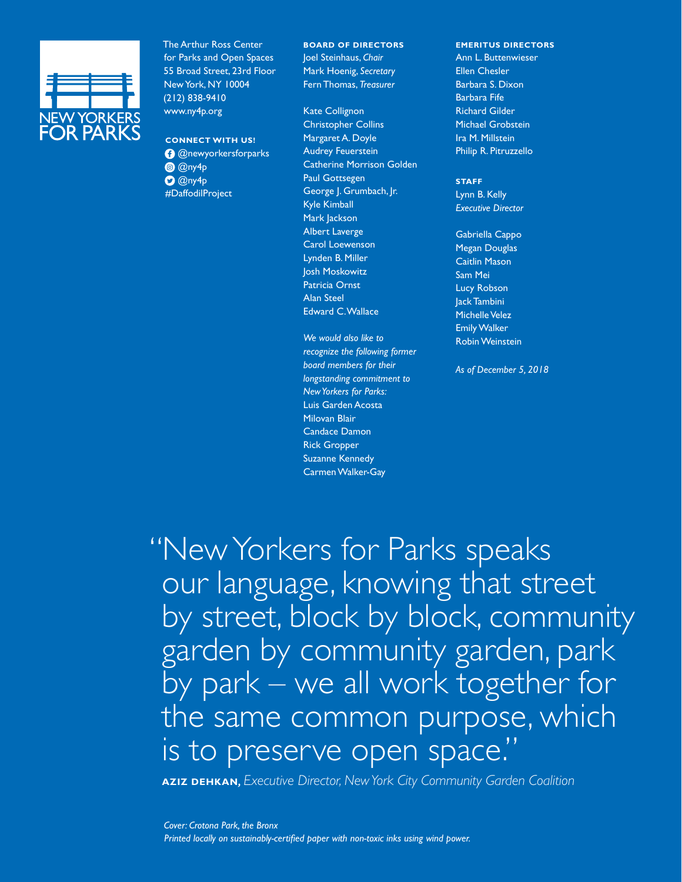NEW YORKERS FOR PARKS

The Arthur Ross Center for Parks and Open Spaces
55 Broad Street, 23rd Floor
New York, NY 10004
(212) 838-9410
www.ny4p.org

**CONNECT WITH US!**

@newyorkersforparks
@ny4p
@ny4p
#DaffodilProject

**BOARD OF DIRECTORS**

Joel Steinhaus, *Chair*
Mark Hoenig, *Secretary*
Fern Thomas, *Treasurer*

Kate Collignon
Christopher Collins
Margaret A. Doyle
Audrey Feuerstein
Catherine Morrison Golden
Paul Gottsegen
George J. Grumbach, Jr.
Kyle Kimball
Mark Jackson
Albert Laverge
Carol Loewenson
Lynden B. Miller
Josh Moskowitz
Patricia Ornst
Alan Steel
Edward C. Wallace

*We would also like to recognize the following former board members for their longstanding commitment to New Yorkers for Parks:*

Luis Garden Acosta
Milovan Blair
Candace Damon
Rick Gropper
Suzanne Kennedy
Carmen Walker-Gay

**EMERITUS DIRECTORS**

Ann L. Buttenwieser
Ellen Chesler
Barbara S. Dixon
Barbara Fife
Richard Gilder
Michael Grobstein
Ira M. Millstein
Philip R. Pitruzzello

**STAFF**

Lynn B. Kelly
*Executive Director*

Gabriella Cappo
Megan Douglas
Caitlin Mason
Sam Mei
Lucy Robson
Jack Tambini
Michelle Velez
Emily Walker
Robin Weinstein

*As of December 5, 2018*

"New Yorkers for Parks speaks our language, knowing that street by street, block by block, community garden by community garden, park by park – we all work together for the same common purpose, which is to preserve open space."

**AZIZ DEHKAN,** *Executive Director, New York City Community Garden Coalition*

*Cover: Crotona Park, the Bronx*
*Printed locally on sustainably-certified paper with non-toxic inks using wind power.*